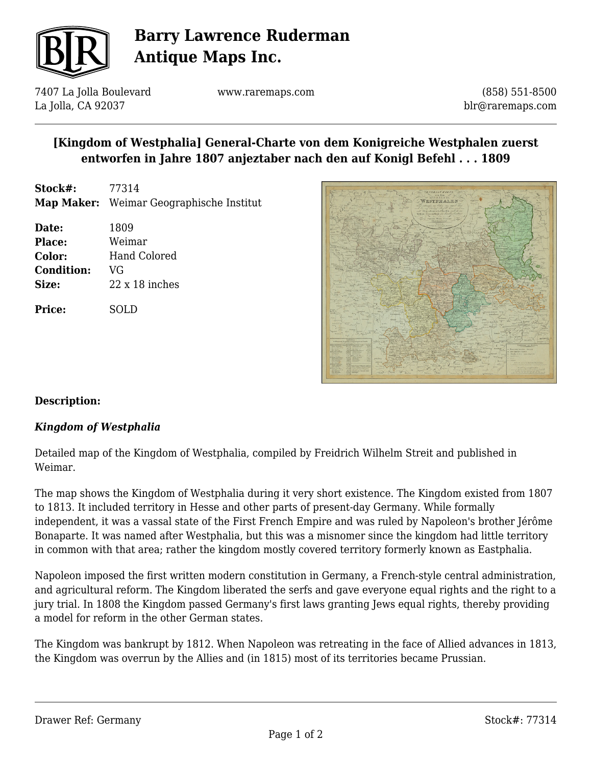# Barry Lawrence Ruderman Antique Maps Inc.

7407 La Jolla Boulevard
La Jolla, CA 92037

www.raremaps.com

(858) 551-8500
blr@raremaps.com

## [Kingdom of Westphalia] General-Charte von dem Konigreiche Westphalen zuerst entworfen in Jahre 1807 anjeztaber nach den auf Konigl Befehl . . . 1809

**Stock#:** 77314
**Map Maker:** Weimar Geographische Institut

**Date:** 1809
**Place:** Weimar
**Color:** Hand Colored
**Condition:** VG
**Size:** 22 x 18 inches

**Price:** SOLD

**Description:**

***Kingdom of Westphalia***

Detailed map of the Kingdom of Westphalia, compiled by Freidrich Wilhelm Streit and published in Weimar.

The map shows the Kingdom of Westphalia during it very short existence. The Kingdom existed from 1807 to 1813. It included territory in Hesse and other parts of present-day Germany. While formally independent, it was a vassal state of the First French Empire and was ruled by Napoleon's brother Jérôme Bonaparte. It was named after Westphalia, but this was a misnomer since the kingdom had little territory in common with that area; rather the kingdom mostly covered territory formerly known as Eastphalia.

Napoleon imposed the first written modern constitution in Germany, a French-style central administration, and agricultural reform. The Kingdom liberated the serfs and gave everyone equal rights and the right to a jury trial. In 1808 the Kingdom passed Germany's first laws granting Jews equal rights, thereby providing a model for reform in the other German states.

The Kingdom was bankrupt by 1812. When Napoleon was retreating in the face of Allied advances in 1813, the Kingdom was overrun by the Allies and (in 1815) most of its territories became Prussian.

Drawer Ref: Germany

Stock#: 77314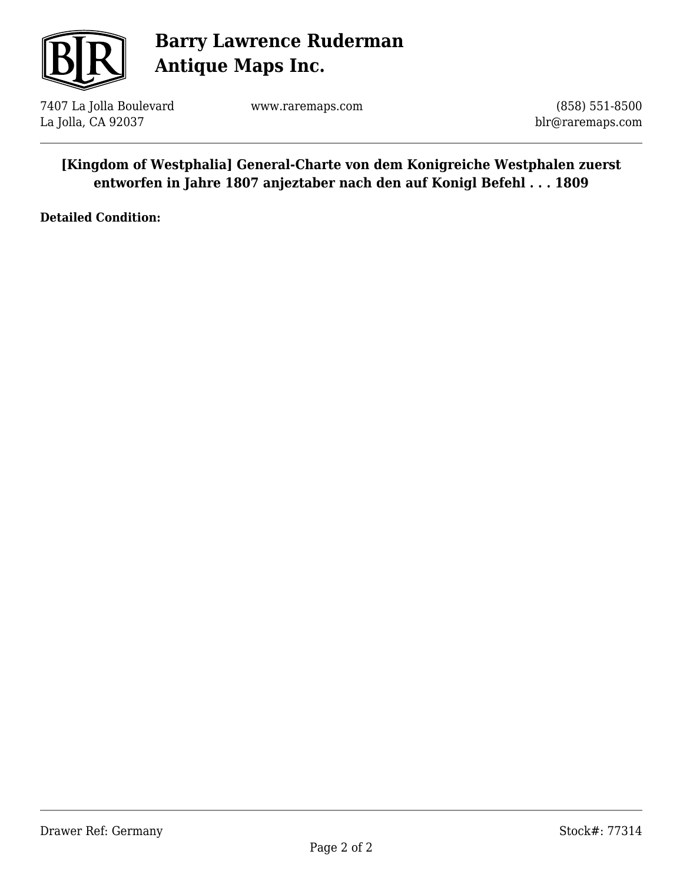**[Kingdom of Westphalia] General-Charte von dem Konigreiche Westphalen zuerst entworfen in Jahre 1807 anjeztaber nach den auf Konigl Befehl . . . 1809**

**Detailed Condition:**